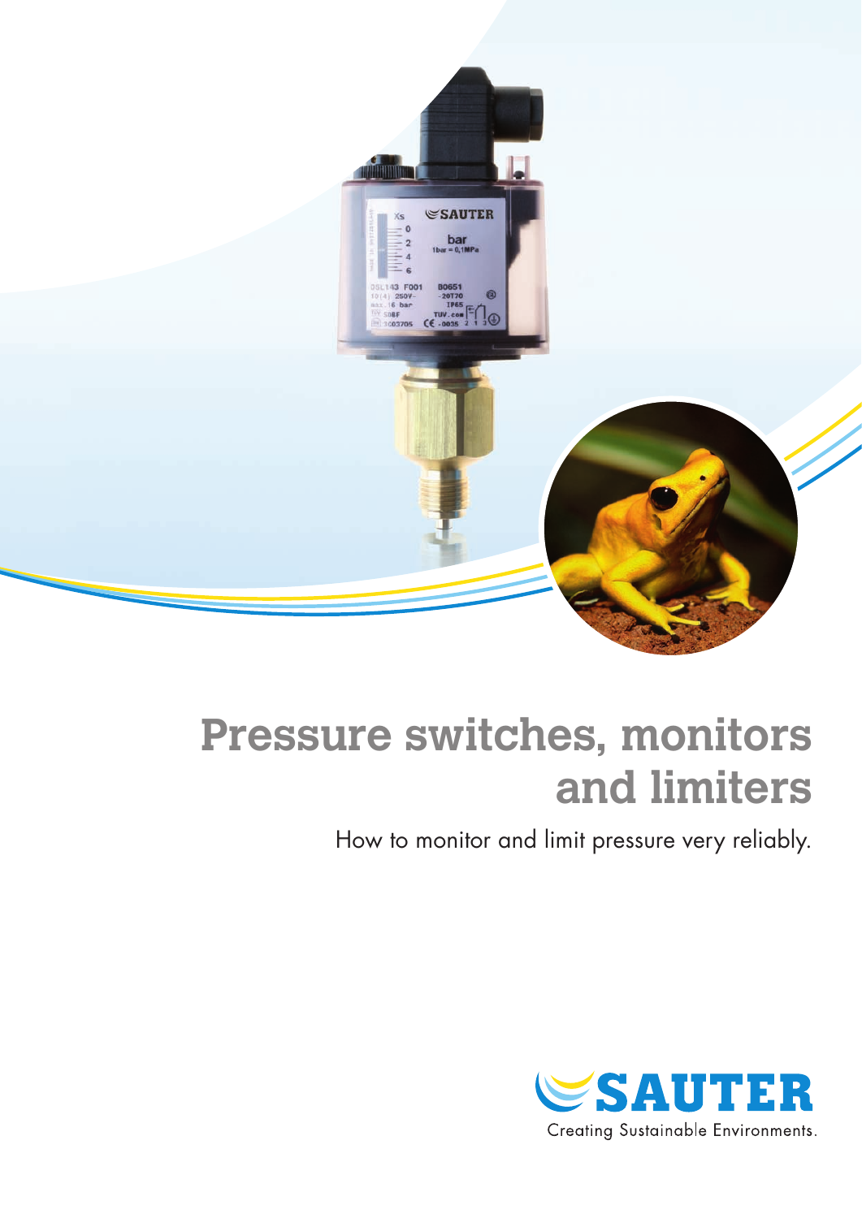# Pressure switches, monitors and limiters

How to monitor and limit pressure very reliably.

SAUTER

Creating Sustainable Environments.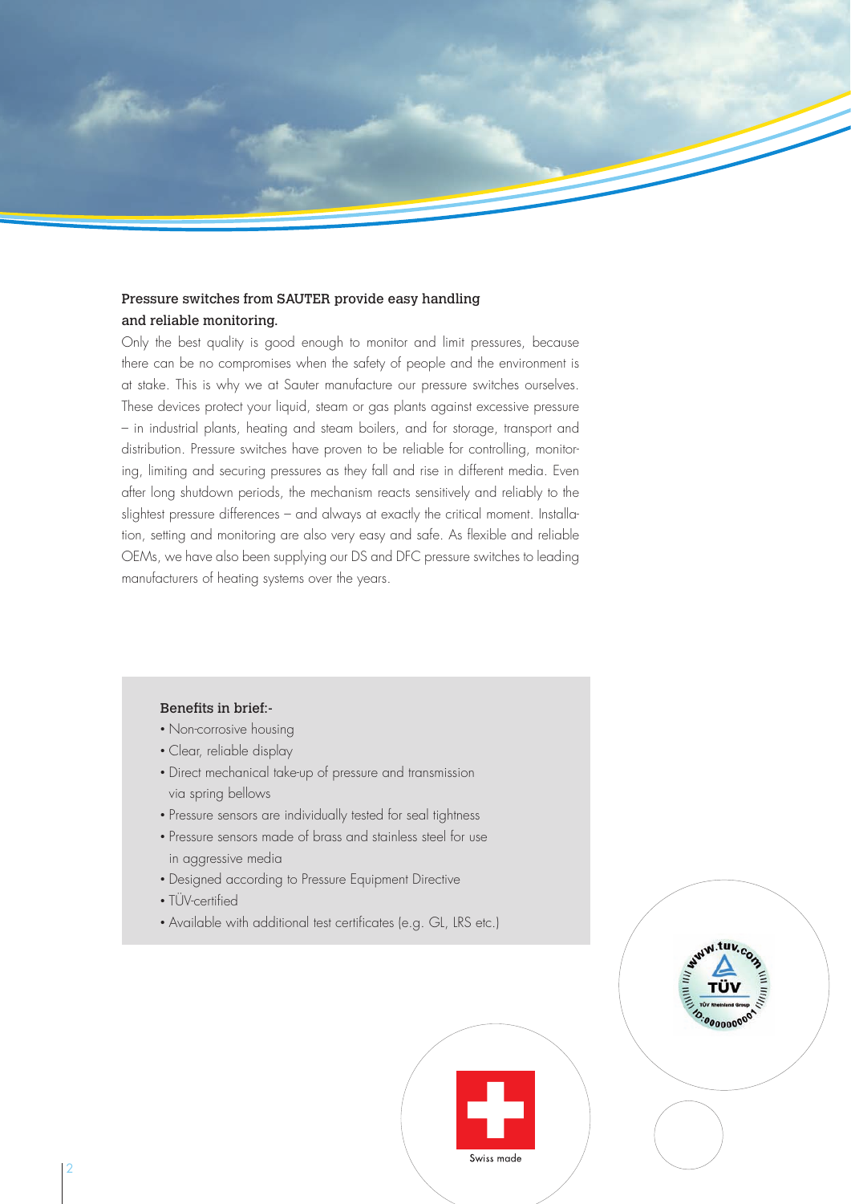## Pressure switches from SAUTER provide easy handling and reliable monitoring.

Only the best quality is good enough to monitor and limit pressures, because there can be no compromises when the safety of people and the environment is at stake. This is why we at Sauter manufacture our pressure switches ourselves. These devices protect your liquid, steam or gas plants against excessive pressure – in industrial plants, heating and steam boilers, and for storage, transport and distribution. Pressure switches have proven to be reliable for controlling, monitoring, limiting and securing pressures as they fall and rise in different media. Even after long shutdown periods, the mechanism reacts sensitively and reliably to the slightest pressure differences – and always at exactly the critical moment. Installation, setting and monitoring are also very easy and safe. As flexible and reliable OEMs, we have also been supplying our DS and DFC pressure switches to leading manufacturers of heating systems over the years.

### Benefits in brief:-

- Non-corrosive housing
- Clear, reliable display
- Direct mechanical take-up of pressure and transmission via spring bellows
- Pressure sensors are individually tested for seal tightness
- Pressure sensors made of brass and stainless steel for use in aggressive media
- Designed according to Pressure Equipment Directive
- TÜV-certified
- Available with additional test certificates (e.g. GL, LRS etc.)

www.tuv.com TÜV TÜV Rheinland Group ID:0000000001

Swiss made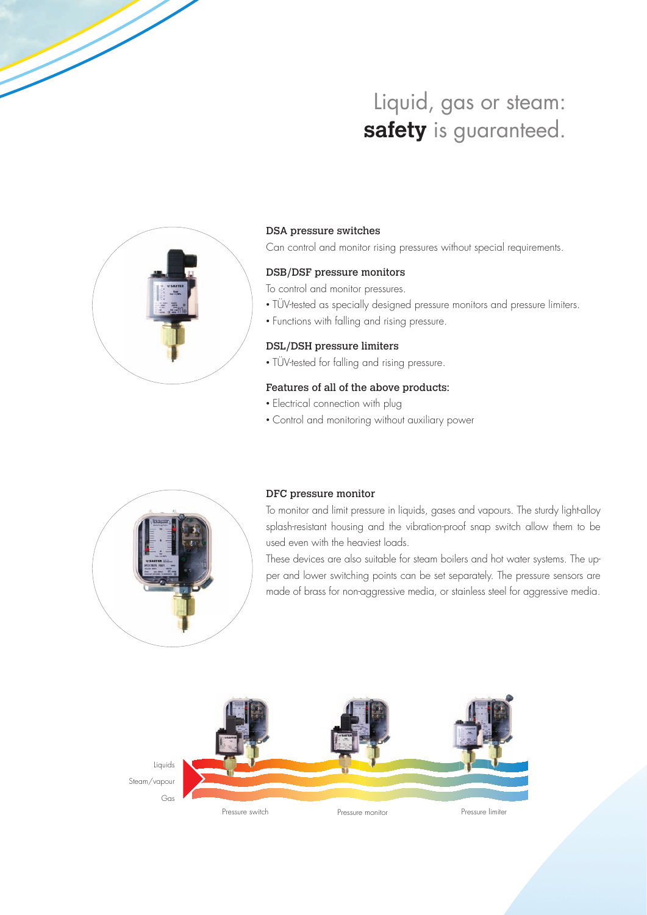# Liquid, gas or steam: **safety** is guaranteed.

### DSA pressure switches

Can control and monitor rising pressures without special requirements.

### DSB/DSF pressure monitors

To control and monitor pressures.

- TÜV-tested as specially designed pressure monitors and pressure limiters.
- Functions with falling and rising pressure.

### DSL/DSH pressure limiters

- TÜV-tested for falling and rising pressure.

### Features of all of the above products:

- Electrical connection with plug
- Control and monitoring without auxiliary power

### DFC pressure monitor

To monitor and limit pressure in liquids, gases and vapours. The sturdy light-alloy splash-resistant housing and the vibration-proof snap switch allow them to be used even with the heaviest loads.

These devices are also suitable for steam boilers and hot water systems. The upper and lower switching points can be set separately. The pressure sensors are made of brass for non-aggressive media, or stainless steel for aggressive media.

Liquids
Steam/vapour
Gas

Pressure switch | Pressure monitor | Pressure limiter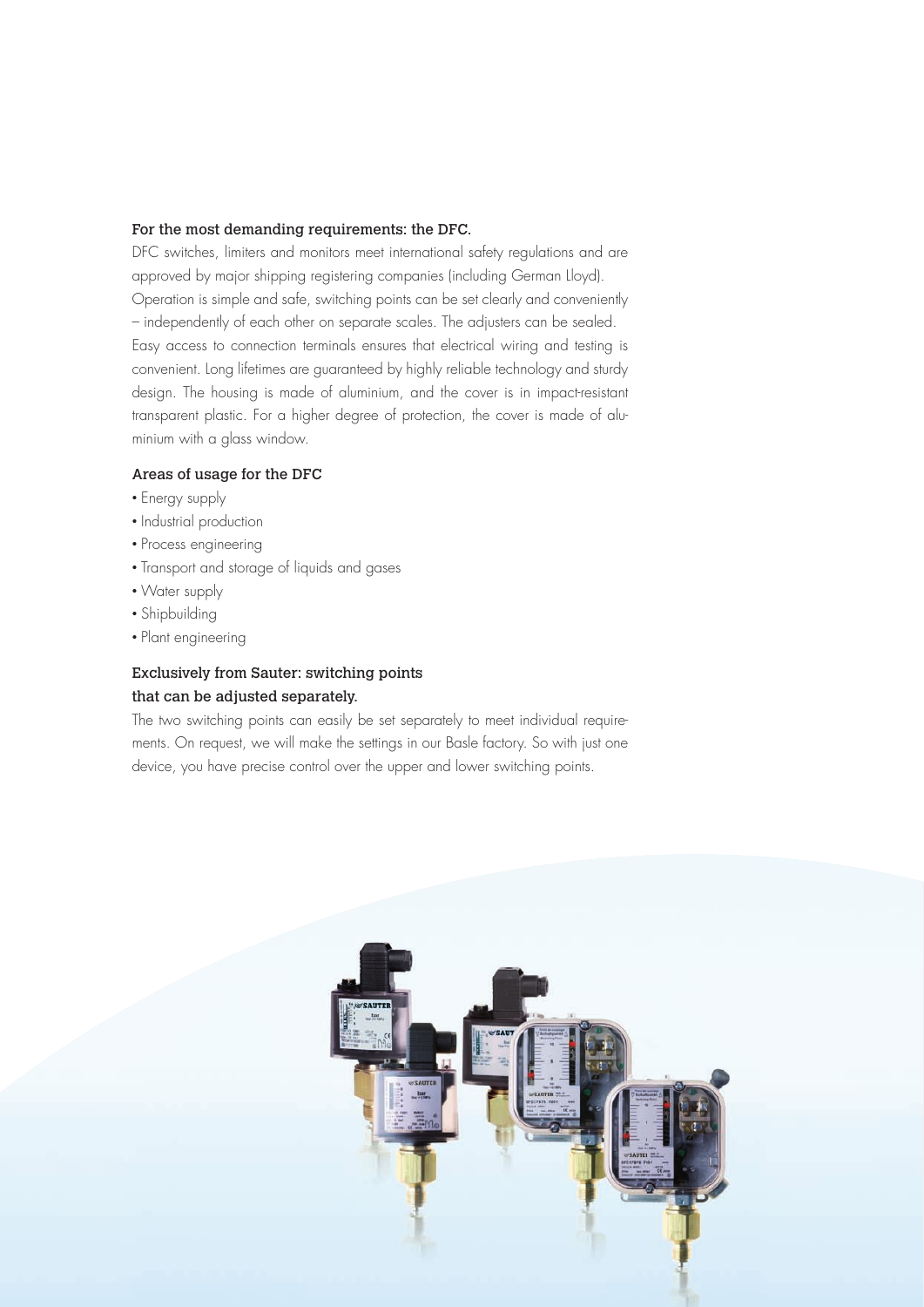### For the most demanding requirements: the DFC.

DFC switches, limiters and monitors meet international safety regulations and are approved by major shipping registering companies (including German Lloyd). Operation is simple and safe, switching points can be set clearly and conveniently – independently of each other on separate scales. The adjusters can be sealed. Easy access to connection terminals ensures that electrical wiring and testing is convenient. Long lifetimes are guaranteed by highly reliable technology and sturdy design. The housing is made of aluminium, and the cover is in impact-resistant transparent plastic. For a higher degree of protection, the cover is made of aluminium with a glass window.

### Areas of usage for the DFC

- Energy supply
- Industrial production
- Process engineering
- Transport and storage of liquids and gases
- Water supply
- Shipbuilding
- Plant engineering

### Exclusively from Sauter: switching points that can be adjusted separately.

The two switching points can easily be set separately to meet individual requirements. On request, we will make the settings in our Basle factory. So with just one device, you have precise control over the upper and lower switching points.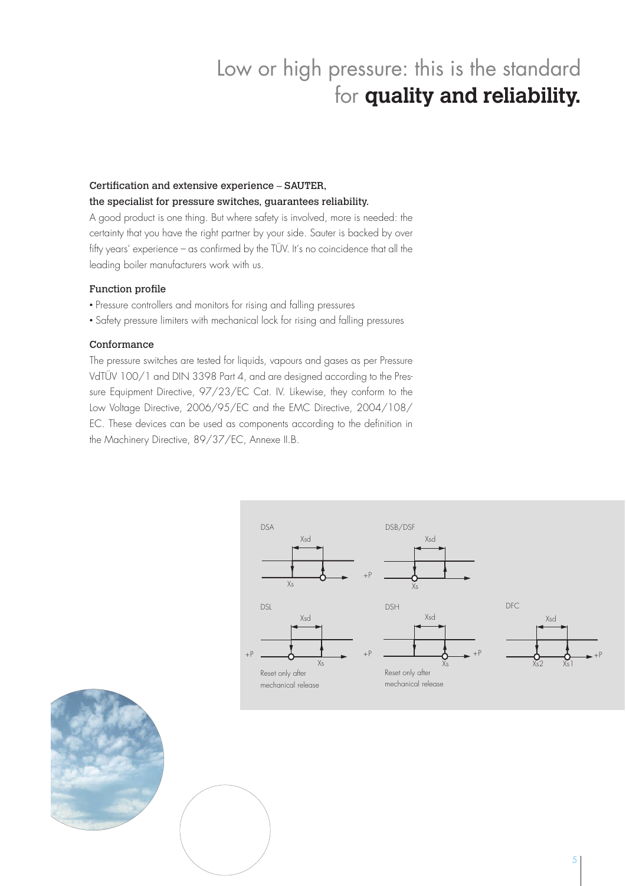# Low or high pressure: this is the standard for **quality and reliability.**

**Certification and extensive experience – SAUTER, the specialist for pressure switches, guarantees reliability.**

A good product is one thing. But where safety is involved, more is needed: the certainty that you have the right partner by your side. Sauter is backed by over fifty years' experience – as confirmed by the TÜV. It's no coincidence that all the leading boiler manufacturers work with us.

**Function profile**

- Pressure controllers and monitors for rising and falling pressures
- Safety pressure limiters with mechanical lock for rising and falling pressures

**Conformance**

The pressure switches are tested for liquids, vapours and gases as per Pressure VdTÜV 100/1 and DIN 3398 Part 4, and are designed according to the Pressure Equipment Directive, 97/23/EC Cat. IV. Likewise, they conform to the Low Voltage Directive, 2006/95/EC and the EMC Directive, 2004/108/EC. These devices can be used as components according to the definition in the Machinery Directive, 89/37/EC, Annexe II.B.

DSA — Xsd, Xs, +P

DSB/DSF — Xsd, Xs

DSL — Xsd, Xs, +P — Reset only after mechanical release

DSH — Xsd, Xs, +P — Reset only after mechanical release

DFC — Xsd, Xs2, Xs1, +P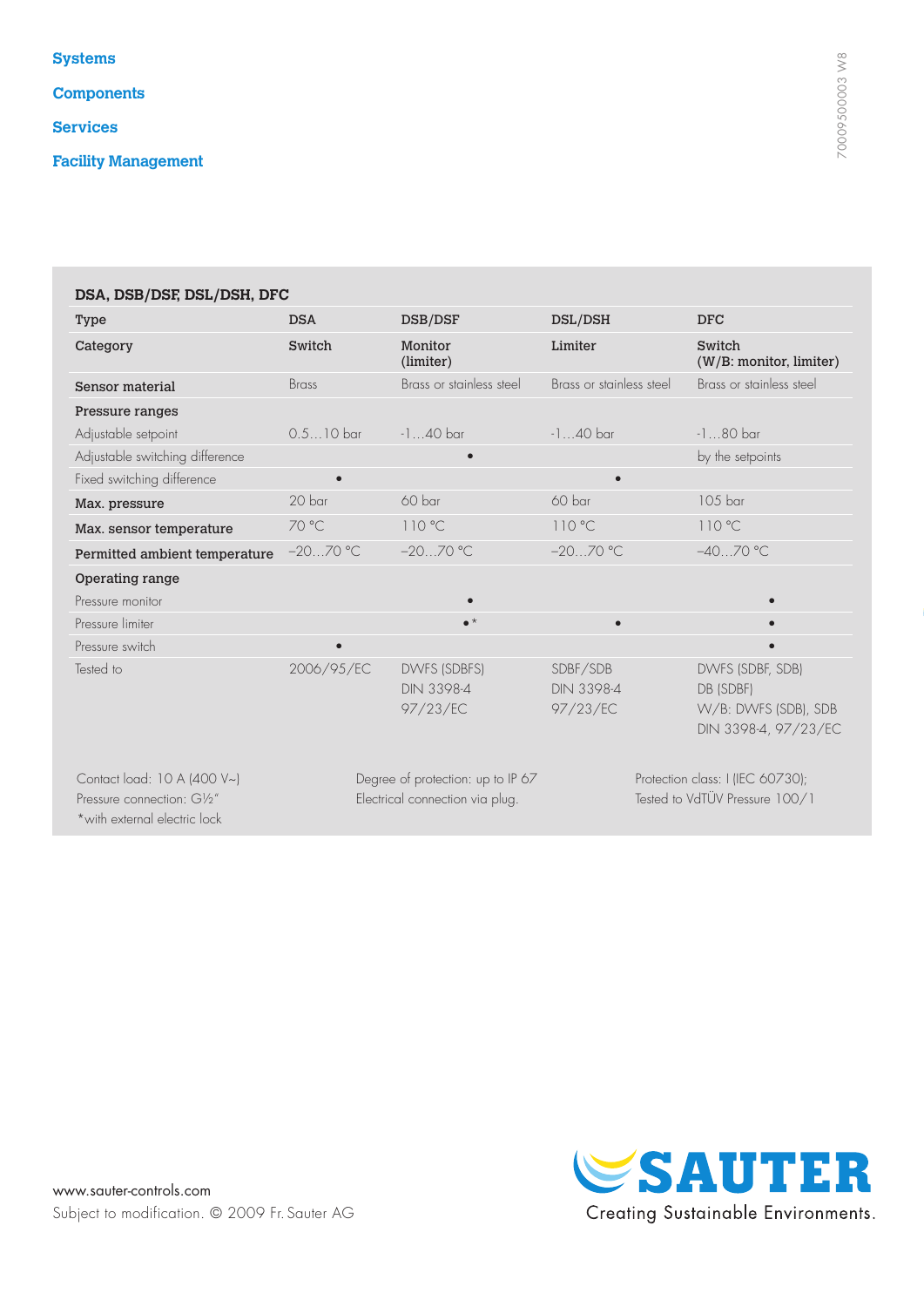Systems

Components

Services

Facility Management

7000950003 W8

## DSA, DSB/DSF, DSL/DSH, DFC

| Type | DSA | DSB/DSF | DSL/DSH | DFC |
|---|---|---|---|---|
| **Category** | **Switch** | **Monitor (limiter)** | **Limiter** | **Switch (W/B: monitor, limiter)** |
| **Sensor material** | Brass | Brass or stainless steel | Brass or stainless steel | Brass or stainless steel |
| **Pressure ranges** | | | | |
| Adjustable setpoint | 0.5…10 bar | -1…40 bar | -1…40 bar | -1…80 bar |
| Adjustable switching difference | | • | | by the setpoints |
| Fixed switching difference | • | | • | |
| **Max. pressure** | 20 bar | 60 bar | 60 bar | 105 bar |
| **Max. sensor temperature** | 70 °C | 110 °C | 110 °C | 110 °C |
| **Permitted ambient temperature** | –20…70 °C | –20…70 °C | –20…70 °C | –40…70 °C |
| **Operating range** | | | | |
| Pressure monitor | | • | | • |
| Pressure limiter | | •* | • | • |
| Pressure switch | • | | | • |
| Tested to | 2006/95/EC | DWFS (SDBFS) DIN 3398-4 97/23/EC | SDBF/SDB DIN 3398-4 97/23/EC | DWFS (SDBF, SDB) DB (SDBF) W/B: DWFS (SDB), SDB DIN 3398-4, 97/23/EC |

Contact load: 10 A (400 V~)
Pressure connection: G½"
*with external electric lock

Degree of protection: up to IP 67
Electrical connection via plug.

Protection class: I (IEC 60730);
Tested to VdTÜV Pressure 100/1

www.sauter-controls.com
Subject to modification. © 2009 Fr. Sauter AG

SAUTER
Creating Sustainable Environments.